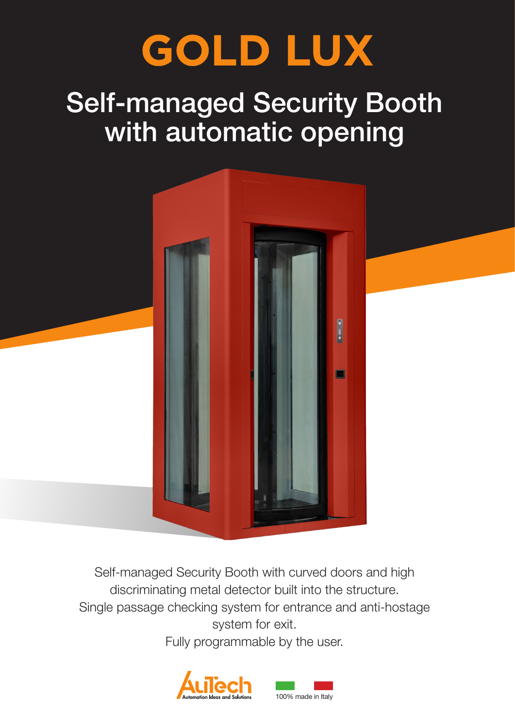# GOLD LUX

## Self-managed Security Booth with automatic opening

Self-managed Security Booth with curved doors and high discriminating metal detector built into the structure.
Single passage checking system for entrance and anti-hostage system for exit.
Fully programmable by the user.

AuTech Automation Ideas and Solutions

100% made in Italy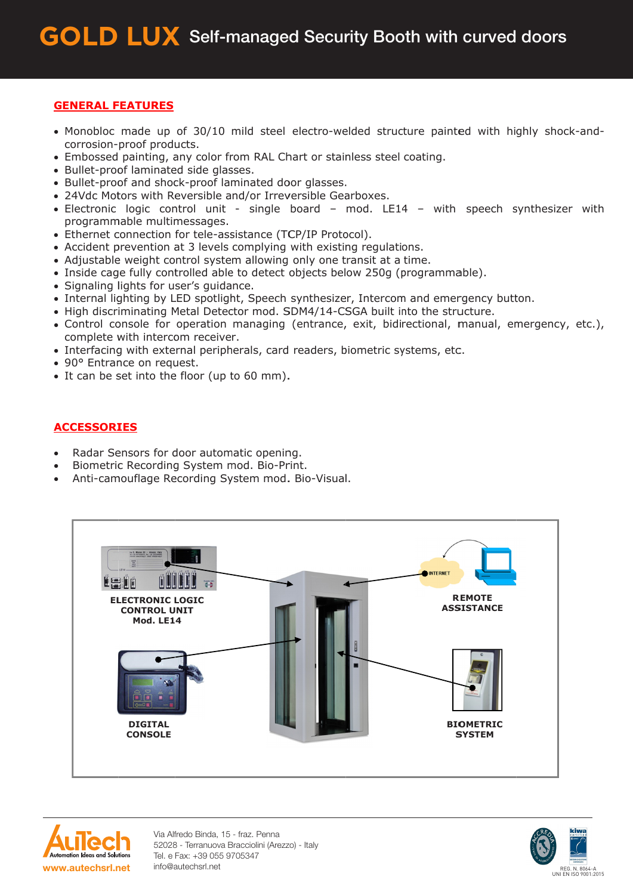# GOLD LUX Self-managed Security Booth with curved doors

## GENERAL FEATURES

- Monobloc made up of 30/10 mild steel electro-welded structure painted with highly shock-and-corrosion-proof products.
- Embossed painting, any color from RAL Chart or stainless steel coating.
- Bullet-proof laminated side glasses.
- Bullet-proof and shock-proof laminated door glasses.
- 24Vdc Motors with Reversible and/or Irreversible Gearboxes.
- Electronic logic control unit - single board – mod. LE14 – with speech synthesizer with programmable multimessages.
- Ethernet connection for tele-assistance (TCP/IP Protocol).
- Accident prevention at 3 levels complying with existing regulations.
- Adjustable weight control system allowing only one transit at a time.
- Inside cage fully controlled able to detect objects below 250g (programmable).
- Signaling lights for user's guidance.
- Internal lighting by LED spotlight, Speech synthesizer, Intercom and emergency button.
- High discriminating Metal Detector mod. SDM4/14-CSGA built into the structure.
- Control console for operation managing (entrance, exit, bidirectional, manual, emergency, etc.), complete with intercom receiver.
- Interfacing with external peripherals, card readers, biometric systems, etc.
- 90° Entrance on request.
- It can be set into the floor (up to 60 mm).

## ACCESSORIES

- Radar Sensors for door automatic opening.
- Biometric Recording System mod. Bio-Print.
- Anti-camouflage Recording System mod. Bio-Visual.

ELECTRONIC LOGIC CONTROL UNIT Mod. LE14

REMOTE ASSISTANCE

DIGITAL CONSOLE

BIOMETRIC SYSTEM

Via Alfredo Binda, 15 - fraz. Penna
52028 - Terranuova Bracciolini (Arezzo) - Italy
Tel. e Fax: +39 055 9705347
info@autechsrl.net

www.autechsrl.net

REG. N. 8064-A
UNI EN ISO 9001:2015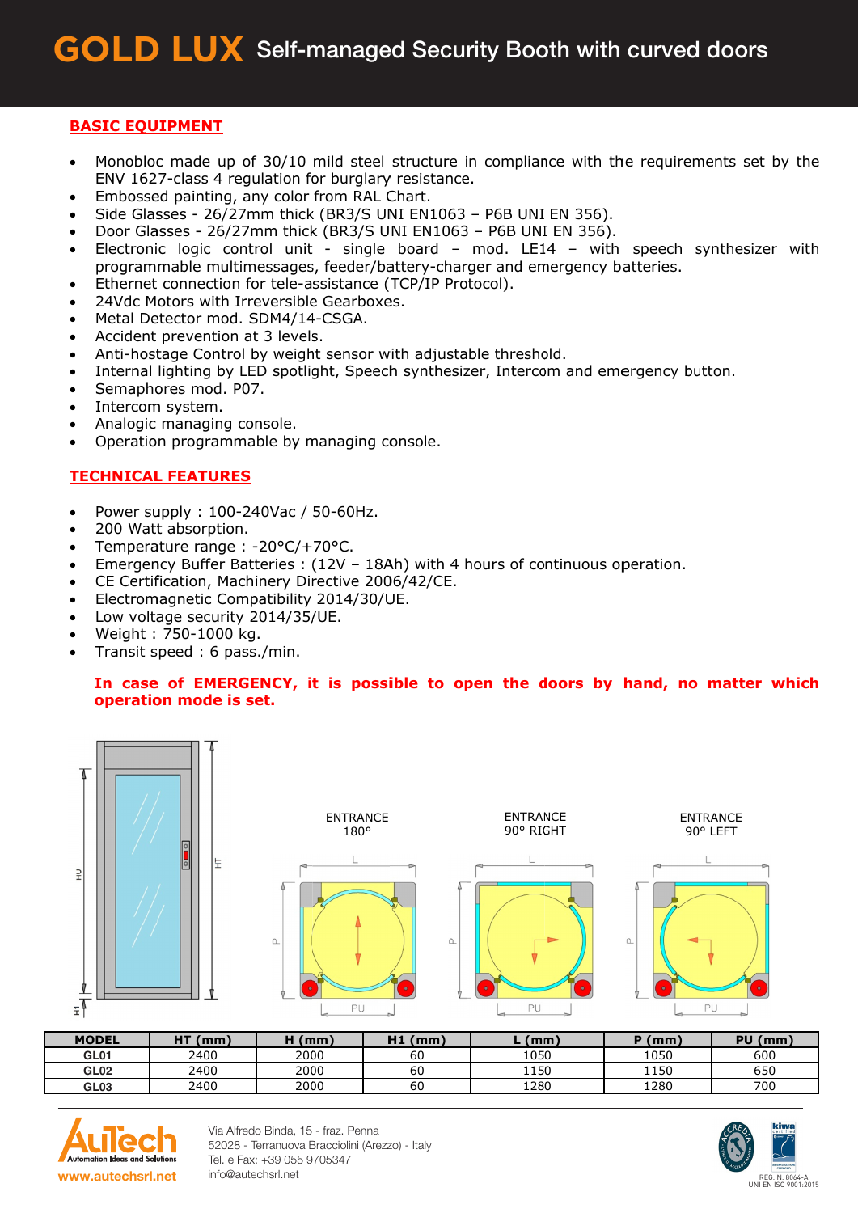# GOLD LUX Self-managed Security Booth with curved doors

## BASIC EQUIPMENT

- Monobloc made up of 30/10 mild steel structure in compliance with the requirements set by the ENV 1627-class 4 regulation for burglary resistance.
- Embossed painting, any color from RAL Chart.
- Side Glasses - 26/27mm thick (BR3/S UNI EN1063 – P6B UNI EN 356).
- Door Glasses - 26/27mm thick (BR3/S UNI EN1063 – P6B UNI EN 356).
- Electronic logic control unit - single board – mod. LE14 – with speech synthesizer with programmable multimessages, feeder/battery-charger and emergency batteries.
- Ethernet connection for tele-assistance (TCP/IP Protocol).
- 24Vdc Motors with Irreversible Gearboxes.
- Metal Detector mod. SDM4/14-CSGA.
- Accident prevention at 3 levels.
- Anti-hostage Control by weight sensor with adjustable threshold.
- Internal lighting by LED spotlight, Speech synthesizer, Intercom and emergency button.
- Semaphores mod. P07.
- Intercom system.
- Analogic managing console.
- Operation programmable by managing console.

## TECHNICAL FEATURES

- Power supply : 100-240Vac / 50-60Hz.
- 200 Watt absorption.
- Temperature range : -20°C/+70°C.
- Emergency Buffer Batteries : (12V – 18Ah) with 4 hours of continuous operation.
- CE Certification, Machinery Directive 2006/42/CE.
- Electromagnetic Compatibility 2014/30/UE.
- Low voltage security 2014/35/UE.
- Weight : 750-1000 kg.
- Transit speed : 6 pass./min.

**In case of EMERGENCY, it is possible to open the doors by hand, no matter which operation mode is set.**

HU
HT
H1

ENTRANCE 180°

ENTRANCE 90° RIGHT

ENTRANCE 90° LEFT

L
P
PU

| MODEL | HT (mm) | H (mm) | H1 (mm) | L (mm) | P (mm) | PU (mm) |
|---|---|---|---|---|---|---|
| GL01 | 2400 | 2000 | 60 | 1050 | 1050 | 600 |
| GL02 | 2400 | 2000 | 60 | 1150 | 1150 | 650 |
| GL03 | 2400 | 2000 | 60 | 1280 | 1280 | 700 |

AuTech Automation Ideas and Solutions
www.autechsrl.net

Via Alfredo Binda, 15 - fraz. Penna
52028 - Terranuova Bracciolini (Arezzo) - Italy
Tel. e Fax: +39 055 9705347
info@autechsrl.net

REG. N. 8064-A
UNI EN ISO 9001:2015